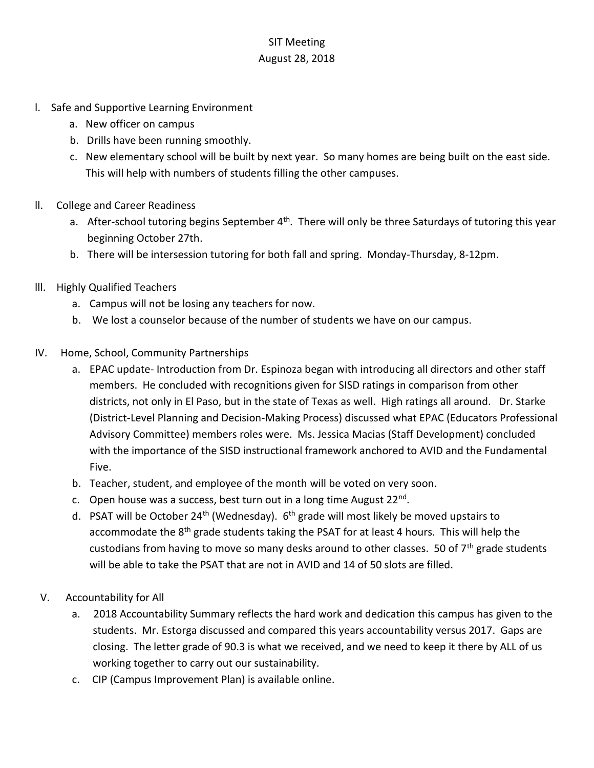# SIT Meeting

## August 28, 2018

I. Safe and Supportive Learning Environment
   a. New officer on campus
   b. Drills have been running smoothly.
   c. New elementary school will be built by next year. So many homes are being built on the east side. This will help with numbers of students filling the other campuses.

II. College and Career Readiness
   a. After-school tutoring begins September 4th. There will only be three Saturdays of tutoring this year beginning October 27th.
   b. There will be intersession tutoring for both fall and spring. Monday-Thursday, 8-12pm.

III. Highly Qualified Teachers
   a. Campus will not be losing any teachers for now.
   b. We lost a counselor because of the number of students we have on our campus.

IV. Home, School, Community Partnerships
   a. EPAC update- Introduction from Dr. Espinoza began with introducing all directors and other staff members. He concluded with recognitions given for SISD ratings in comparison from other districts, not only in El Paso, but in the state of Texas as well. High ratings all around. Dr. Starke (District-Level Planning and Decision-Making Process) discussed what EPAC (Educators Professional Advisory Committee) members roles were. Ms. Jessica Macias (Staff Development) concluded with the importance of the SISD instructional framework anchored to AVID and the Fundamental Five.
   b. Teacher, student, and employee of the month will be voted on very soon.
   c. Open house was a success, best turn out in a long time August 22nd.
   d. PSAT will be October 24th (Wednesday). 6th grade will most likely be moved upstairs to accommodate the 8th grade students taking the PSAT for at least 4 hours. This will help the custodians from having to move so many desks around to other classes. 50 of 7th grade students will be able to take the PSAT that are not in AVID and 14 of 50 slots are filled.

V. Accountability for All
   a. 2018 Accountability Summary reflects the hard work and dedication this campus has given to the students. Mr. Estorga discussed and compared this years accountability versus 2017. Gaps are closing. The letter grade of 90.3 is what we received, and we need to keep it there by ALL of us working together to carry out our sustainability.
   c. CIP (Campus Improvement Plan) is available online.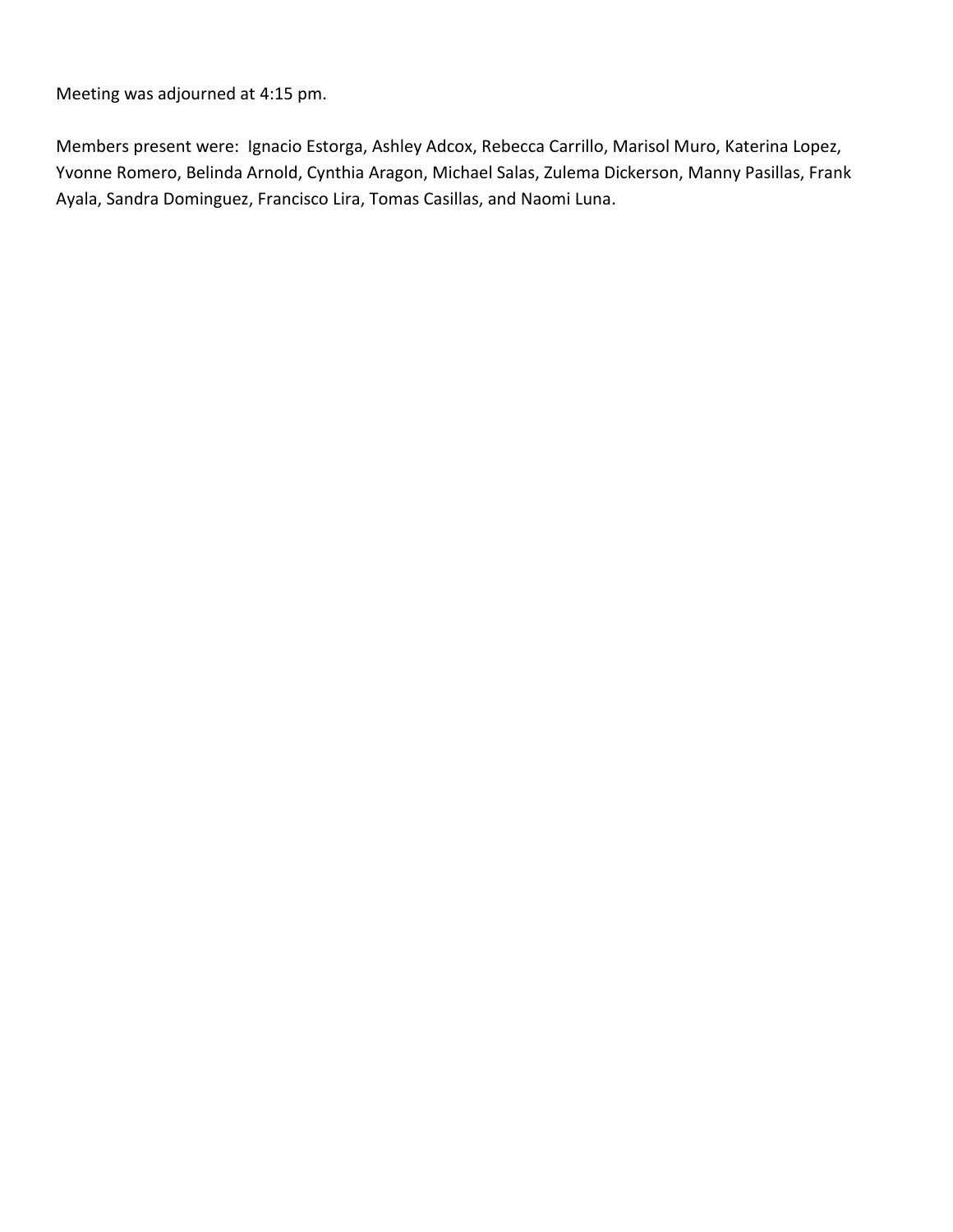Meeting was adjourned at 4:15 pm.

Members present were: Ignacio Estorga, Ashley Adcox, Rebecca Carrillo, Marisol Muro, Katerina Lopez, Yvonne Romero, Belinda Arnold, Cynthia Aragon, Michael Salas, Zulema Dickerson, Manny Pasillas, Frank Ayala, Sandra Dominguez, Francisco Lira, Tomas Casillas, and Naomi Luna.